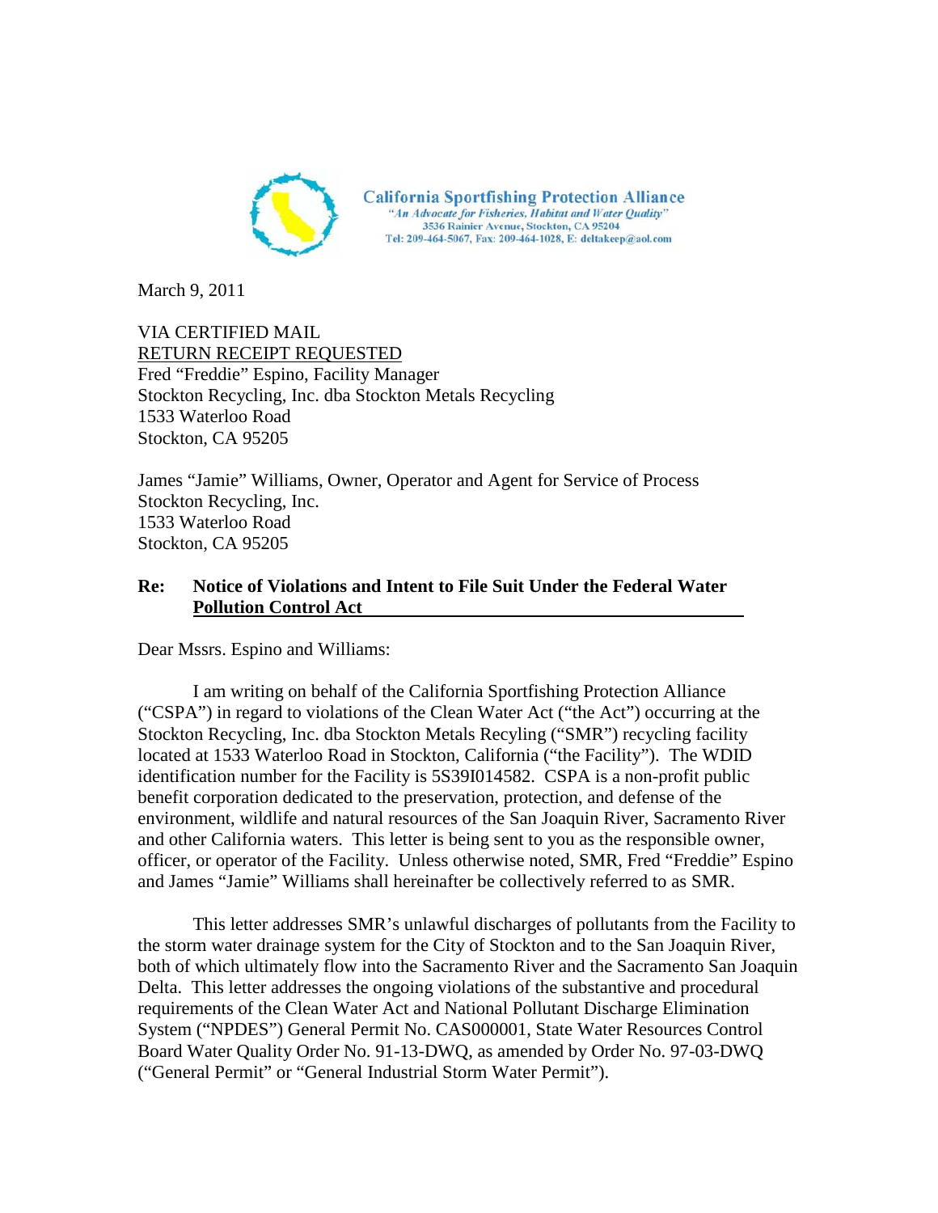**California Sportfishing Protection Alliance**
*"An Advocate for Fisheries, Habitat and Water Quality"*
3536 Rainier Avenue, Stockton, CA 95204
Tel: 209-464-5067, Fax: 209-464-1028, E: deltakeep@aol.com

March 9, 2011

VIA CERTIFIED MAIL
RETURN RECEIPT REQUESTED
Fred "Freddie" Espino, Facility Manager
Stockton Recycling, Inc. dba Stockton Metals Recycling
1533 Waterloo Road
Stockton, CA 95205

James "Jamie" Williams, Owner, Operator and Agent for Service of Process
Stockton Recycling, Inc.
1533 Waterloo Road
Stockton, CA 95205

**Re: Notice of Violations and Intent to File Suit Under the Federal Water Pollution Control Act**

Dear Mssrs. Espino and Williams:

I am writing on behalf of the California Sportfishing Protection Alliance ("CSPA") in regard to violations of the Clean Water Act ("the Act") occurring at the Stockton Recycling, Inc. dba Stockton Metals Recyling ("SMR") recycling facility located at 1533 Waterloo Road in Stockton, California ("the Facility"). The WDID identification number for the Facility is 5S39I014582. CSPA is a non-profit public benefit corporation dedicated to the preservation, protection, and defense of the environment, wildlife and natural resources of the San Joaquin River, Sacramento River and other California waters. This letter is being sent to you as the responsible owner, officer, or operator of the Facility. Unless otherwise noted, SMR, Fred "Freddie" Espino and James "Jamie" Williams shall hereinafter be collectively referred to as SMR.

This letter addresses SMR's unlawful discharges of pollutants from the Facility to the storm water drainage system for the City of Stockton and to the San Joaquin River, both of which ultimately flow into the Sacramento River and the Sacramento San Joaquin Delta. This letter addresses the ongoing violations of the substantive and procedural requirements of the Clean Water Act and National Pollutant Discharge Elimination System ("NPDES") General Permit No. CAS000001, State Water Resources Control Board Water Quality Order No. 91-13-DWQ, as amended by Order No. 97-03-DWQ ("General Permit" or "General Industrial Storm Water Permit").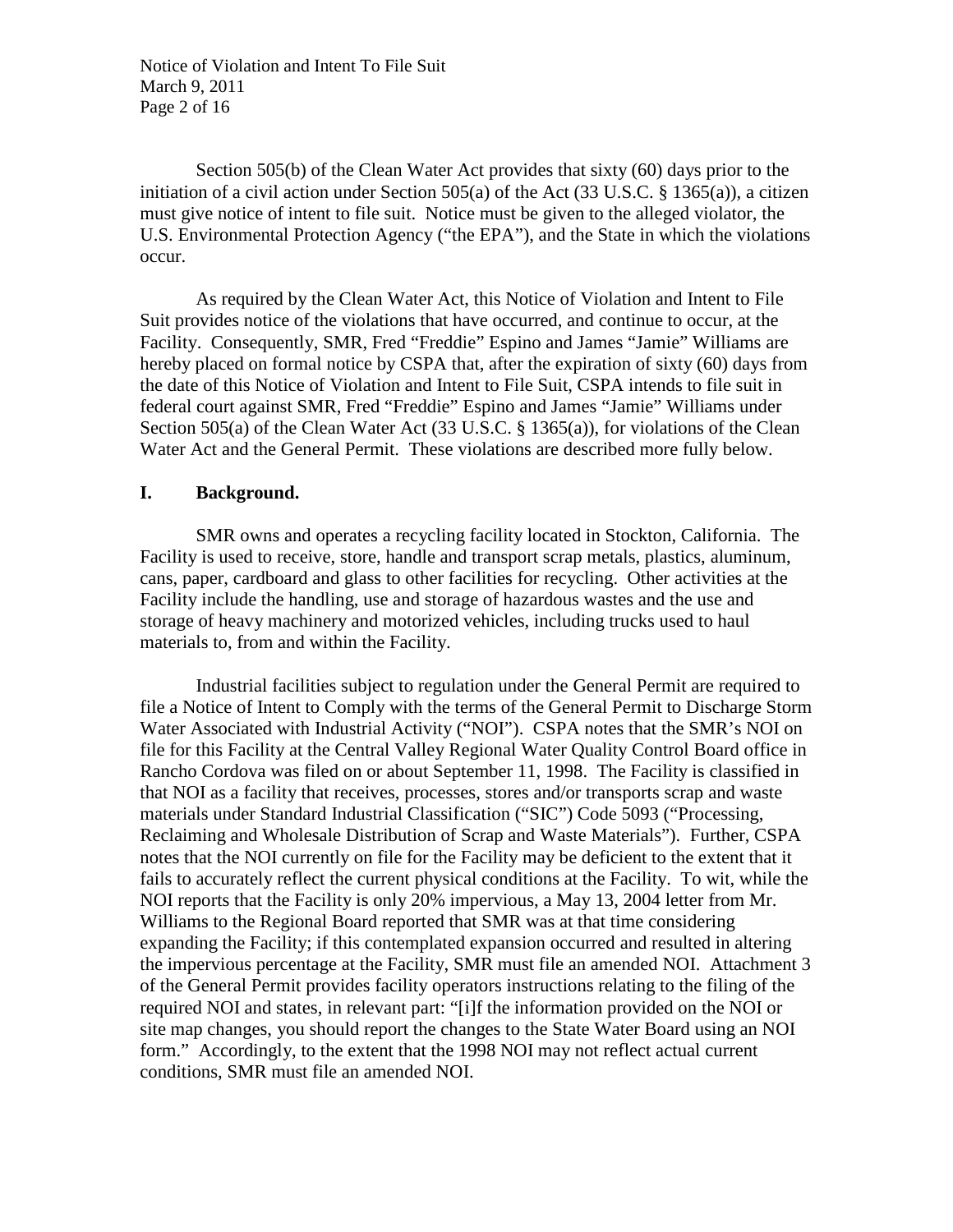Section 505(b) of the Clean Water Act provides that sixty (60) days prior to the initiation of a civil action under Section 505(a) of the Act (33 U.S.C. § 1365(a)), a citizen must give notice of intent to file suit. Notice must be given to the alleged violator, the U.S. Environmental Protection Agency ("the EPA"), and the State in which the violations occur.

As required by the Clean Water Act, this Notice of Violation and Intent to File Suit provides notice of the violations that have occurred, and continue to occur, at the Facility. Consequently, SMR, Fred "Freddie" Espino and James "Jamie" Williams are hereby placed on formal notice by CSPA that, after the expiration of sixty (60) days from the date of this Notice of Violation and Intent to File Suit, CSPA intends to file suit in federal court against SMR, Fred "Freddie" Espino and James "Jamie" Williams under Section 505(a) of the Clean Water Act (33 U.S.C. § 1365(a)), for violations of the Clean Water Act and the General Permit. These violations are described more fully below.

## I. Background.

SMR owns and operates a recycling facility located in Stockton, California. The Facility is used to receive, store, handle and transport scrap metals, plastics, aluminum, cans, paper, cardboard and glass to other facilities for recycling. Other activities at the Facility include the handling, use and storage of hazardous wastes and the use and storage of heavy machinery and motorized vehicles, including trucks used to haul materials to, from and within the Facility.

Industrial facilities subject to regulation under the General Permit are required to file a Notice of Intent to Comply with the terms of the General Permit to Discharge Storm Water Associated with Industrial Activity ("NOI"). CSPA notes that the SMR's NOI on file for this Facility at the Central Valley Regional Water Quality Control Board office in Rancho Cordova was filed on or about September 11, 1998. The Facility is classified in that NOI as a facility that receives, processes, stores and/or transports scrap and waste materials under Standard Industrial Classification ("SIC") Code 5093 ("Processing, Reclaiming and Wholesale Distribution of Scrap and Waste Materials"). Further, CSPA notes that the NOI currently on file for the Facility may be deficient to the extent that it fails to accurately reflect the current physical conditions at the Facility. To wit, while the NOI reports that the Facility is only 20% impervious, a May 13, 2004 letter from Mr. Williams to the Regional Board reported that SMR was at that time considering expanding the Facility; if this contemplated expansion occurred and resulted in altering the impervious percentage at the Facility, SMR must file an amended NOI. Attachment 3 of the General Permit provides facility operators instructions relating to the filing of the required NOI and states, in relevant part: "[i]f the information provided on the NOI or site map changes, you should report the changes to the State Water Board using an NOI form." Accordingly, to the extent that the 1998 NOI may not reflect actual current conditions, SMR must file an amended NOI.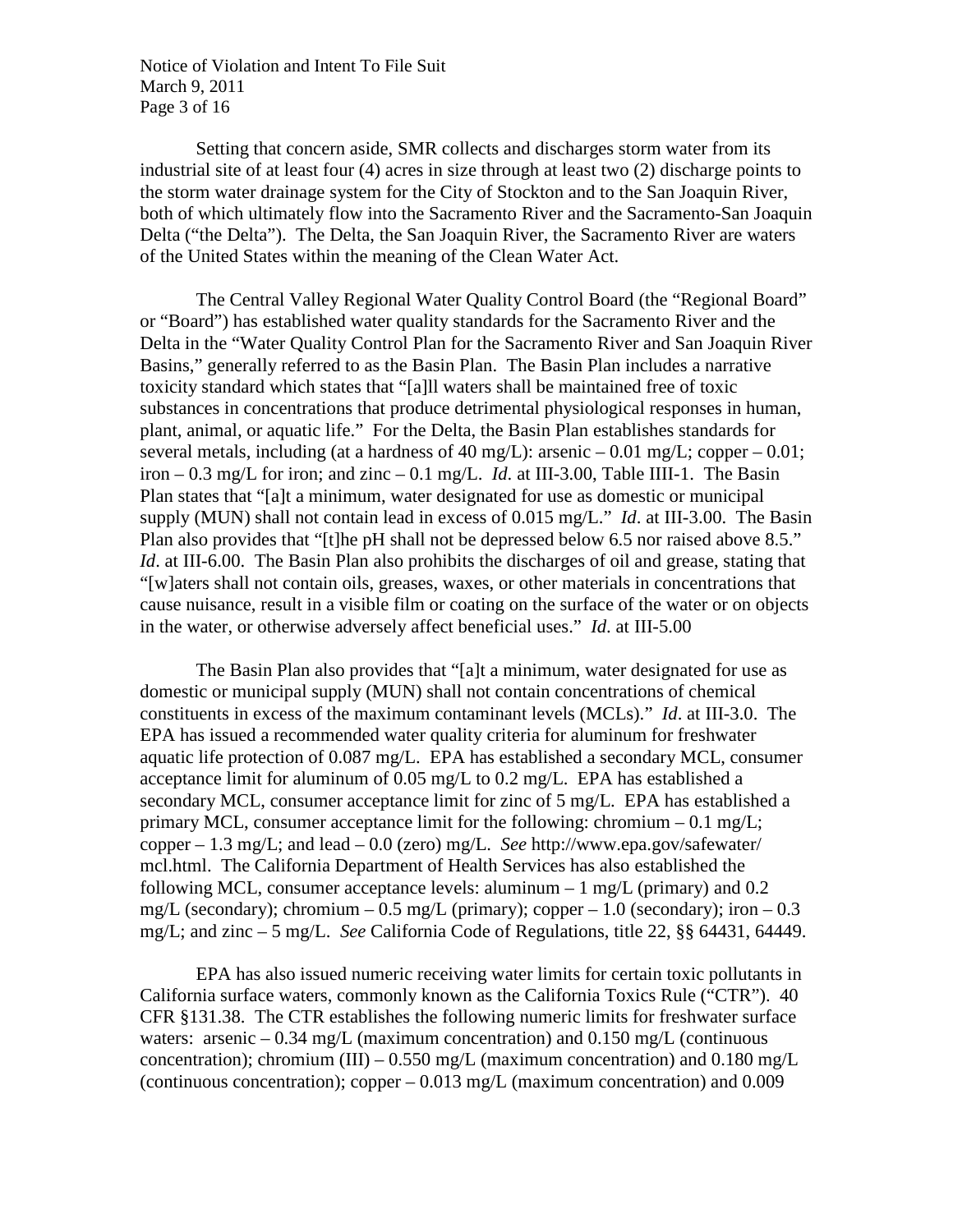Setting that concern aside, SMR collects and discharges storm water from its industrial site of at least four (4) acres in size through at least two (2) discharge points to the storm water drainage system for the City of Stockton and to the San Joaquin River, both of which ultimately flow into the Sacramento River and the Sacramento-San Joaquin Delta ("the Delta"). The Delta, the San Joaquin River, the Sacramento River are waters of the United States within the meaning of the Clean Water Act.

The Central Valley Regional Water Quality Control Board (the "Regional Board" or "Board") has established water quality standards for the Sacramento River and the Delta in the "Water Quality Control Plan for the Sacramento River and San Joaquin River Basins," generally referred to as the Basin Plan. The Basin Plan includes a narrative toxicity standard which states that "[a]ll waters shall be maintained free of toxic substances in concentrations that produce detrimental physiological responses in human, plant, animal, or aquatic life." For the Delta, the Basin Plan establishes standards for several metals, including (at a hardness of 40 mg/L): arsenic – 0.01 mg/L; copper – 0.01; iron – 0.3 mg/L for iron; and zinc – 0.1 mg/L. *Id.* at III-3.00, Table IIII-1. The Basin Plan states that "[a]t a minimum, water designated for use as domestic or municipal supply (MUN) shall not contain lead in excess of 0.015 mg/L." *Id*. at III-3.00. The Basin Plan also provides that "[t]he pH shall not be depressed below 6.5 nor raised above 8.5." *Id*. at III-6.00. The Basin Plan also prohibits the discharges of oil and grease, stating that "[w]aters shall not contain oils, greases, waxes, or other materials in concentrations that cause nuisance, result in a visible film or coating on the surface of the water or on objects in the water, or otherwise adversely affect beneficial uses." *Id*. at III-5.00

The Basin Plan also provides that "[a]t a minimum, water designated for use as domestic or municipal supply (MUN) shall not contain concentrations of chemical constituents in excess of the maximum contaminant levels (MCLs)." *Id*. at III-3.0. The EPA has issued a recommended water quality criteria for aluminum for freshwater aquatic life protection of 0.087 mg/L. EPA has established a secondary MCL, consumer acceptance limit for aluminum of 0.05 mg/L to 0.2 mg/L. EPA has established a secondary MCL, consumer acceptance limit for zinc of 5 mg/L. EPA has established a primary MCL, consumer acceptance limit for the following: chromium – 0.1 mg/L; copper – 1.3 mg/L; and lead – 0.0 (zero) mg/L. *See* http://www.epa.gov/safewater/mcl.html. The California Department of Health Services has also established the following MCL, consumer acceptance levels: aluminum – 1 mg/L (primary) and 0.2 mg/L (secondary); chromium – 0.5 mg/L (primary); copper – 1.0 (secondary); iron – 0.3 mg/L; and zinc – 5 mg/L. *See* California Code of Regulations, title 22, §§ 64431, 64449.

EPA has also issued numeric receiving water limits for certain toxic pollutants in California surface waters, commonly known as the California Toxics Rule ("CTR"). 40 CFR §131.38. The CTR establishes the following numeric limits for freshwater surface waters: arsenic – 0.34 mg/L (maximum concentration) and 0.150 mg/L (continuous concentration); chromium (III) – 0.550 mg/L (maximum concentration) and 0.180 mg/L (continuous concentration); copper – 0.013 mg/L (maximum concentration) and 0.009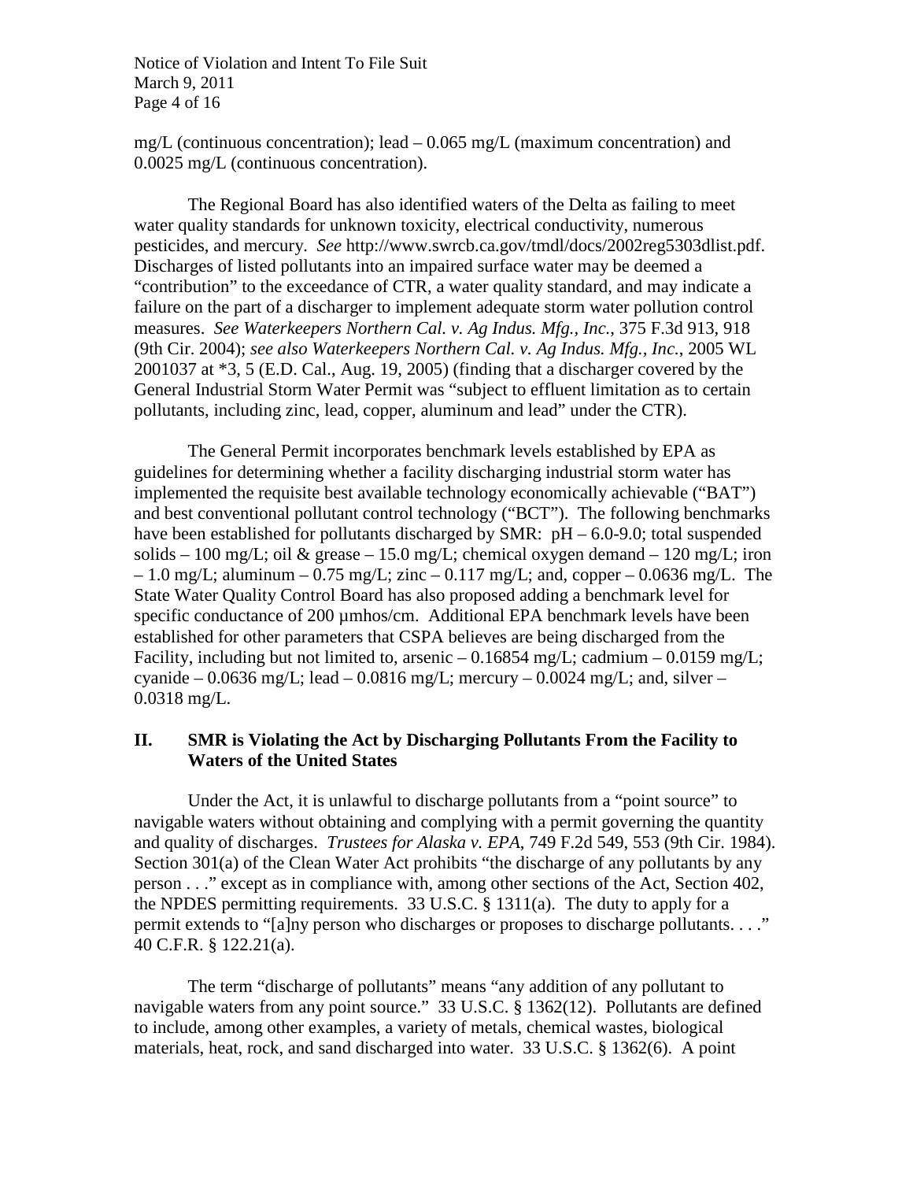mg/L (continuous concentration); lead – 0.065 mg/L (maximum concentration) and 0.0025 mg/L (continuous concentration).

The Regional Board has also identified waters of the Delta as failing to meet water quality standards for unknown toxicity, electrical conductivity, numerous pesticides, and mercury. *See* http://www.swrcb.ca.gov/tmdl/docs/2002reg5303dlist.pdf. Discharges of listed pollutants into an impaired surface water may be deemed a "contribution" to the exceedance of CTR, a water quality standard, and may indicate a failure on the part of a discharger to implement adequate storm water pollution control measures. *See Waterkeepers Northern Cal. v. Ag Indus. Mfg., Inc.*, 375 F.3d 913, 918 (9th Cir. 2004); *see also Waterkeepers Northern Cal. v. Ag Indus. Mfg., Inc.*, 2005 WL 2001037 at *3, 5 (E.D. Cal., Aug. 19, 2005) (finding that a discharger covered by the General Industrial Storm Water Permit was "subject to effluent limitation as to certain pollutants, including zinc, lead, copper, aluminum and lead" under the CTR).

The General Permit incorporates benchmark levels established by EPA as guidelines for determining whether a facility discharging industrial storm water has implemented the requisite best available technology economically achievable ("BAT") and best conventional pollutant control technology ("BCT"). The following benchmarks have been established for pollutants discharged by SMR: pH – 6.0-9.0; total suspended solids – 100 mg/L; oil & grease – 15.0 mg/L; chemical oxygen demand – 120 mg/L; iron – 1.0 mg/L; aluminum – 0.75 mg/L; zinc – 0.117 mg/L; and, copper – 0.0636 mg/L. The State Water Quality Control Board has also proposed adding a benchmark level for specific conductance of 200 µmhos/cm. Additional EPA benchmark levels have been established for other parameters that CSPA believes are being discharged from the Facility, including but not limited to, arsenic – 0.16854 mg/L; cadmium – 0.0159 mg/L; cyanide – 0.0636 mg/L; lead – 0.0816 mg/L; mercury – 0.0024 mg/L; and, silver – 0.0318 mg/L.

## II. SMR is Violating the Act by Discharging Pollutants From the Facility to Waters of the United States

Under the Act, it is unlawful to discharge pollutants from a "point source" to navigable waters without obtaining and complying with a permit governing the quantity and quality of discharges. *Trustees for Alaska v. EPA*, 749 F.2d 549, 553 (9th Cir. 1984). Section 301(a) of the Clean Water Act prohibits "the discharge of any pollutants by any person . . ." except as in compliance with, among other sections of the Act, Section 402, the NPDES permitting requirements. 33 U.S.C. § 1311(a). The duty to apply for a permit extends to "[a]ny person who discharges or proposes to discharge pollutants. . . ." 40 C.F.R. § 122.21(a).

The term "discharge of pollutants" means "any addition of any pollutant to navigable waters from any point source." 33 U.S.C. § 1362(12). Pollutants are defined to include, among other examples, a variety of metals, chemical wastes, biological materials, heat, rock, and sand discharged into water. 33 U.S.C. § 1362(6). A point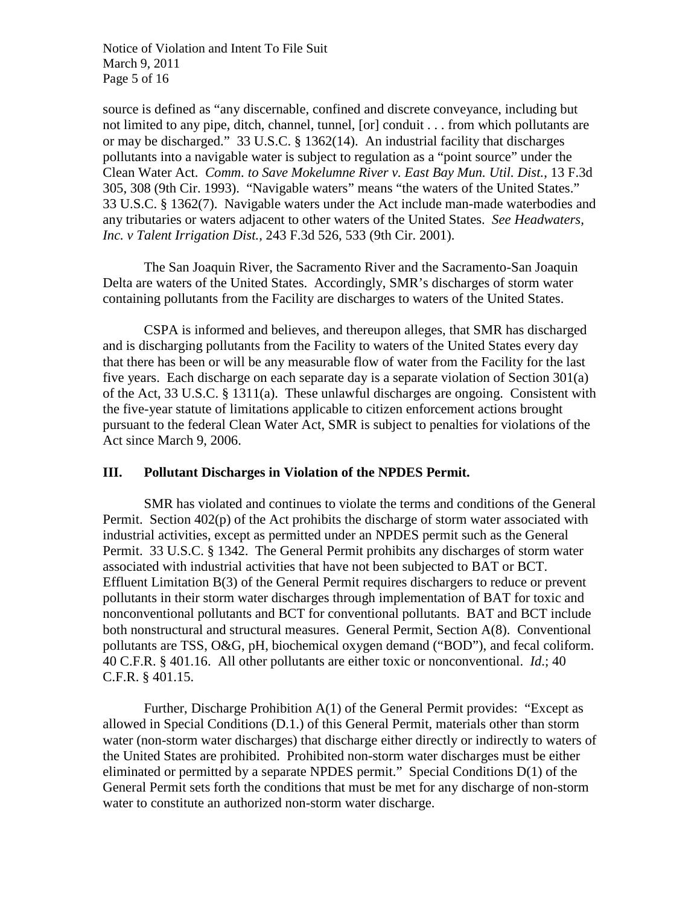source is defined as "any discernable, confined and discrete conveyance, including but not limited to any pipe, ditch, channel, tunnel, [or] conduit . . . from which pollutants are or may be discharged." 33 U.S.C. § 1362(14). An industrial facility that discharges pollutants into a navigable water is subject to regulation as a "point source" under the Clean Water Act. *Comm. to Save Mokelumne River v. East Bay Mun. Util. Dist.*, 13 F.3d 305, 308 (9th Cir. 1993). "Navigable waters" means "the waters of the United States." 33 U.S.C. § 1362(7). Navigable waters under the Act include man-made waterbodies and any tributaries or waters adjacent to other waters of the United States. *See Headwaters, Inc. v Talent Irrigation Dist.*, 243 F.3d 526, 533 (9th Cir. 2001).

The San Joaquin River, the Sacramento River and the Sacramento-San Joaquin Delta are waters of the United States. Accordingly, SMR's discharges of storm water containing pollutants from the Facility are discharges to waters of the United States.

CSPA is informed and believes, and thereupon alleges, that SMR has discharged and is discharging pollutants from the Facility to waters of the United States every day that there has been or will be any measurable flow of water from the Facility for the last five years. Each discharge on each separate day is a separate violation of Section 301(a) of the Act, 33 U.S.C. § 1311(a). These unlawful discharges are ongoing. Consistent with the five-year statute of limitations applicable to citizen enforcement actions brought pursuant to the federal Clean Water Act, SMR is subject to penalties for violations of the Act since March 9, 2006.

## III. Pollutant Discharges in Violation of the NPDES Permit.

SMR has violated and continues to violate the terms and conditions of the General Permit. Section 402(p) of the Act prohibits the discharge of storm water associated with industrial activities, except as permitted under an NPDES permit such as the General Permit. 33 U.S.C. § 1342. The General Permit prohibits any discharges of storm water associated with industrial activities that have not been subjected to BAT or BCT. Effluent Limitation B(3) of the General Permit requires dischargers to reduce or prevent pollutants in their storm water discharges through implementation of BAT for toxic and nonconventional pollutants and BCT for conventional pollutants. BAT and BCT include both nonstructural and structural measures. General Permit, Section A(8). Conventional pollutants are TSS, O&G, pH, biochemical oxygen demand ("BOD"), and fecal coliform. 40 C.F.R. § 401.16. All other pollutants are either toxic or nonconventional. *Id.*; 40 C.F.R. § 401.15.

Further, Discharge Prohibition A(1) of the General Permit provides: "Except as allowed in Special Conditions (D.1.) of this General Permit, materials other than storm water (non-storm water discharges) that discharge either directly or indirectly to waters of the United States are prohibited. Prohibited non-storm water discharges must be either eliminated or permitted by a separate NPDES permit." Special Conditions D(1) of the General Permit sets forth the conditions that must be met for any discharge of non-storm water to constitute an authorized non-storm water discharge.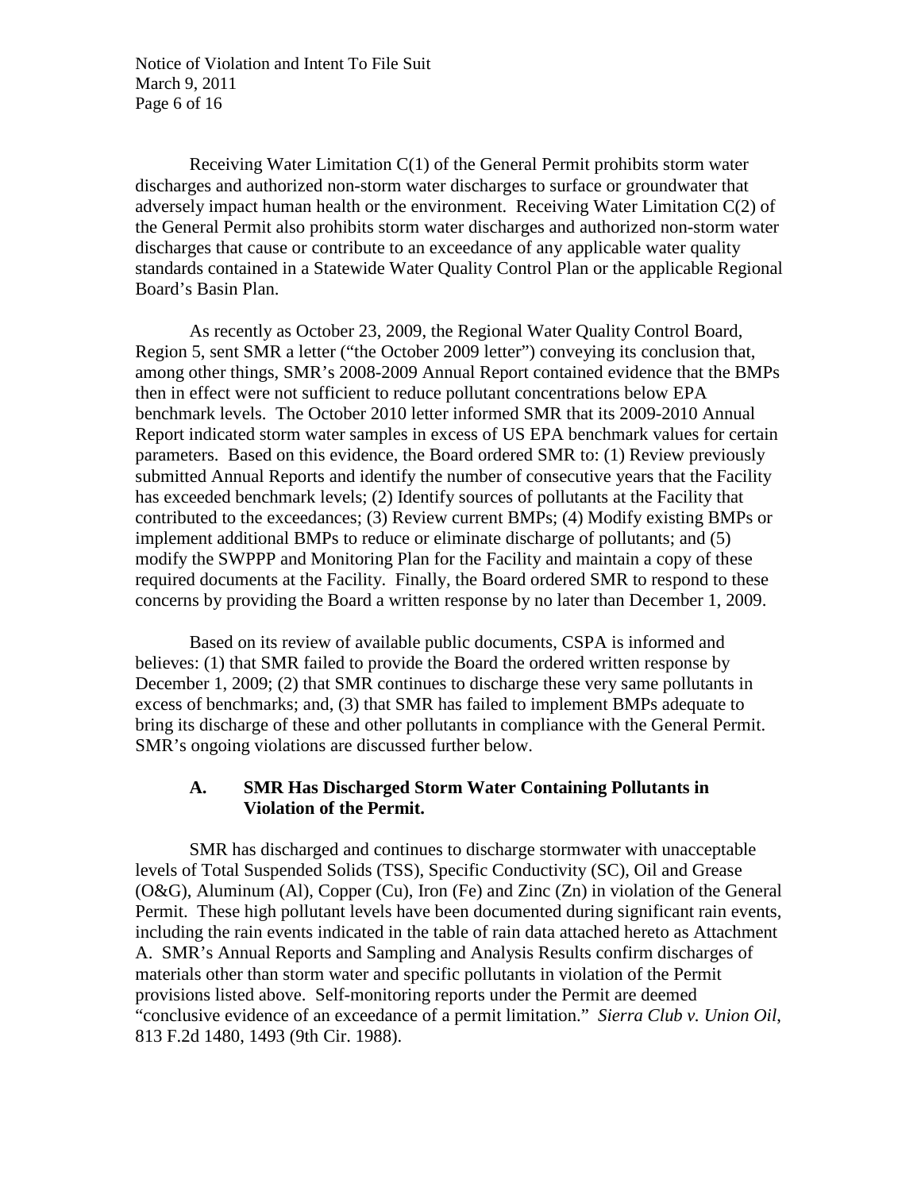Receiving Water Limitation C(1) of the General Permit prohibits storm water discharges and authorized non-storm water discharges to surface or groundwater that adversely impact human health or the environment. Receiving Water Limitation C(2) of the General Permit also prohibits storm water discharges and authorized non-storm water discharges that cause or contribute to an exceedance of any applicable water quality standards contained in a Statewide Water Quality Control Plan or the applicable Regional Board's Basin Plan.

As recently as October 23, 2009, the Regional Water Quality Control Board, Region 5, sent SMR a letter ("the October 2009 letter") conveying its conclusion that, among other things, SMR's 2008-2009 Annual Report contained evidence that the BMPs then in effect were not sufficient to reduce pollutant concentrations below EPA benchmark levels. The October 2010 letter informed SMR that its 2009-2010 Annual Report indicated storm water samples in excess of US EPA benchmark values for certain parameters. Based on this evidence, the Board ordered SMR to: (1) Review previously submitted Annual Reports and identify the number of consecutive years that the Facility has exceeded benchmark levels; (2) Identify sources of pollutants at the Facility that contributed to the exceedances; (3) Review current BMPs; (4) Modify existing BMPs or implement additional BMPs to reduce or eliminate discharge of pollutants; and (5) modify the SWPPP and Monitoring Plan for the Facility and maintain a copy of these required documents at the Facility. Finally, the Board ordered SMR to respond to these concerns by providing the Board a written response by no later than December 1, 2009.

Based on its review of available public documents, CSPA is informed and believes: (1) that SMR failed to provide the Board the ordered written response by December 1, 2009; (2) that SMR continues to discharge these very same pollutants in excess of benchmarks; and, (3) that SMR has failed to implement BMPs adequate to bring its discharge of these and other pollutants in compliance with the General Permit. SMR's ongoing violations are discussed further below.

### A. SMR Has Discharged Storm Water Containing Pollutants in Violation of the Permit.

SMR has discharged and continues to discharge stormwater with unacceptable levels of Total Suspended Solids (TSS), Specific Conductivity (SC), Oil and Grease (O&G), Aluminum (Al), Copper (Cu), Iron (Fe) and Zinc (Zn) in violation of the General Permit. These high pollutant levels have been documented during significant rain events, including the rain events indicated in the table of rain data attached hereto as Attachment A. SMR's Annual Reports and Sampling and Analysis Results confirm discharges of materials other than storm water and specific pollutants in violation of the Permit provisions listed above. Self-monitoring reports under the Permit are deemed "conclusive evidence of an exceedance of a permit limitation." *Sierra Club v. Union Oil*, 813 F.2d 1480, 1493 (9th Cir. 1988).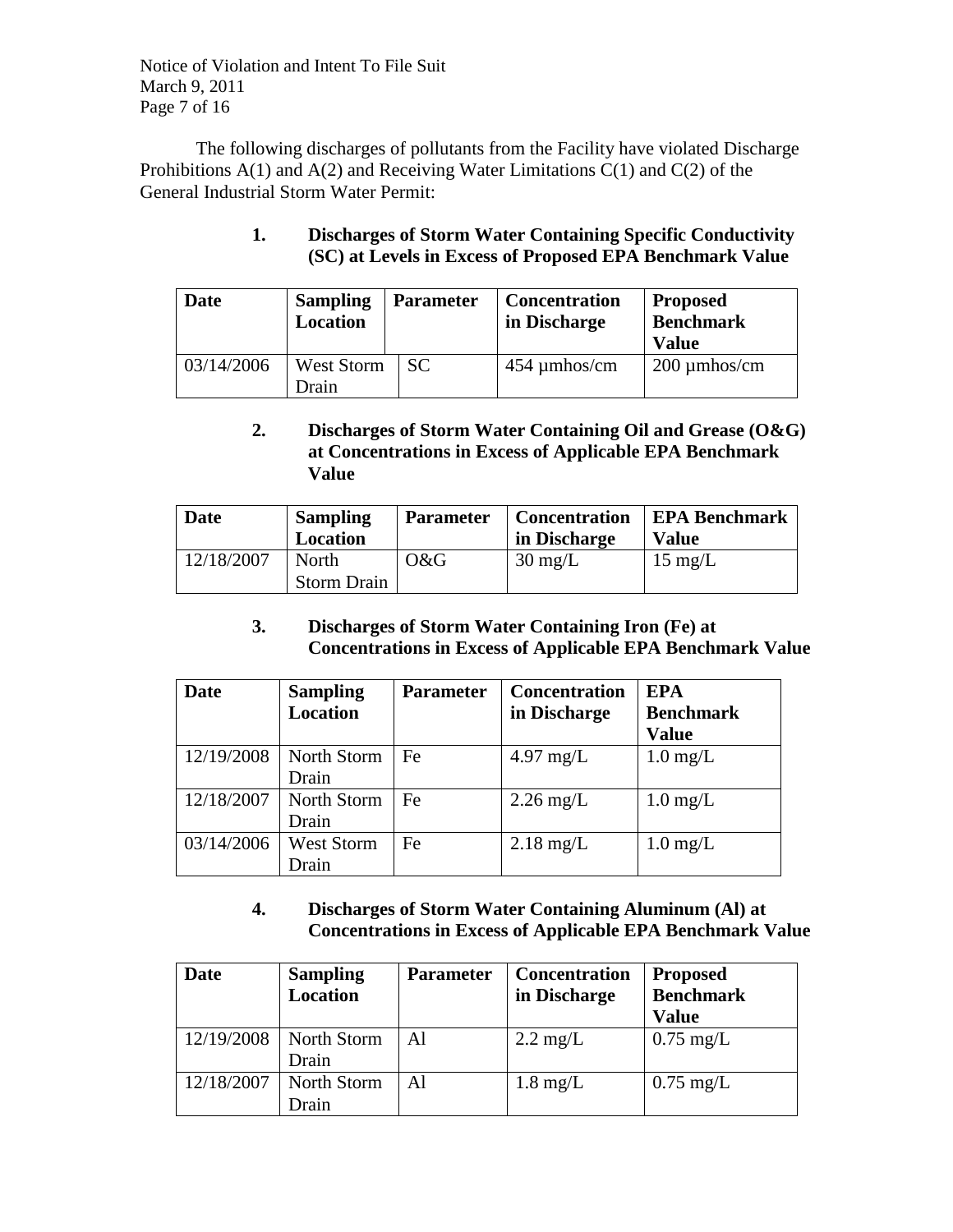The following discharges of pollutants from the Facility have violated Discharge Prohibitions A(1) and A(2) and Receiving Water Limitations C(1) and C(2) of the General Industrial Storm Water Permit:

### 1. Discharges of Storm Water Containing Specific Conductivity (SC) at Levels in Excess of Proposed EPA Benchmark Value

| Date | Sampling Location | Parameter | Concentration in Discharge | Proposed Benchmark Value |
|---|---|---|---|---|
| 03/14/2006 | West Storm Drain | SC | 454 µmhos/cm | 200 µmhos/cm |

### 2. Discharges of Storm Water Containing Oil and Grease (O&G) at Concentrations in Excess of Applicable EPA Benchmark Value

| Date | Sampling Location | Parameter | Concentration in Discharge | EPA Benchmark Value |
|---|---|---|---|---|
| 12/18/2007 | North Storm Drain | O&G | 30 mg/L | 15 mg/L |

### 3. Discharges of Storm Water Containing Iron (Fe) at Concentrations in Excess of Applicable EPA Benchmark Value

| Date | Sampling Location | Parameter | Concentration in Discharge | EPA Benchmark Value |
|---|---|---|---|---|
| 12/19/2008 | North Storm Drain | Fe | 4.97 mg/L | 1.0 mg/L |
| 12/18/2007 | North Storm Drain | Fe | 2.26 mg/L | 1.0 mg/L |
| 03/14/2006 | West Storm Drain | Fe | 2.18 mg/L | 1.0 mg/L |

### 4. Discharges of Storm Water Containing Aluminum (Al) at Concentrations in Excess of Applicable EPA Benchmark Value

| Date | Sampling Location | Parameter | Concentration in Discharge | Proposed Benchmark Value |
|---|---|---|---|---|
| 12/19/2008 | North Storm Drain | Al | 2.2 mg/L | 0.75 mg/L |
| 12/18/2007 | North Storm Drain | Al | 1.8 mg/L | 0.75 mg/L |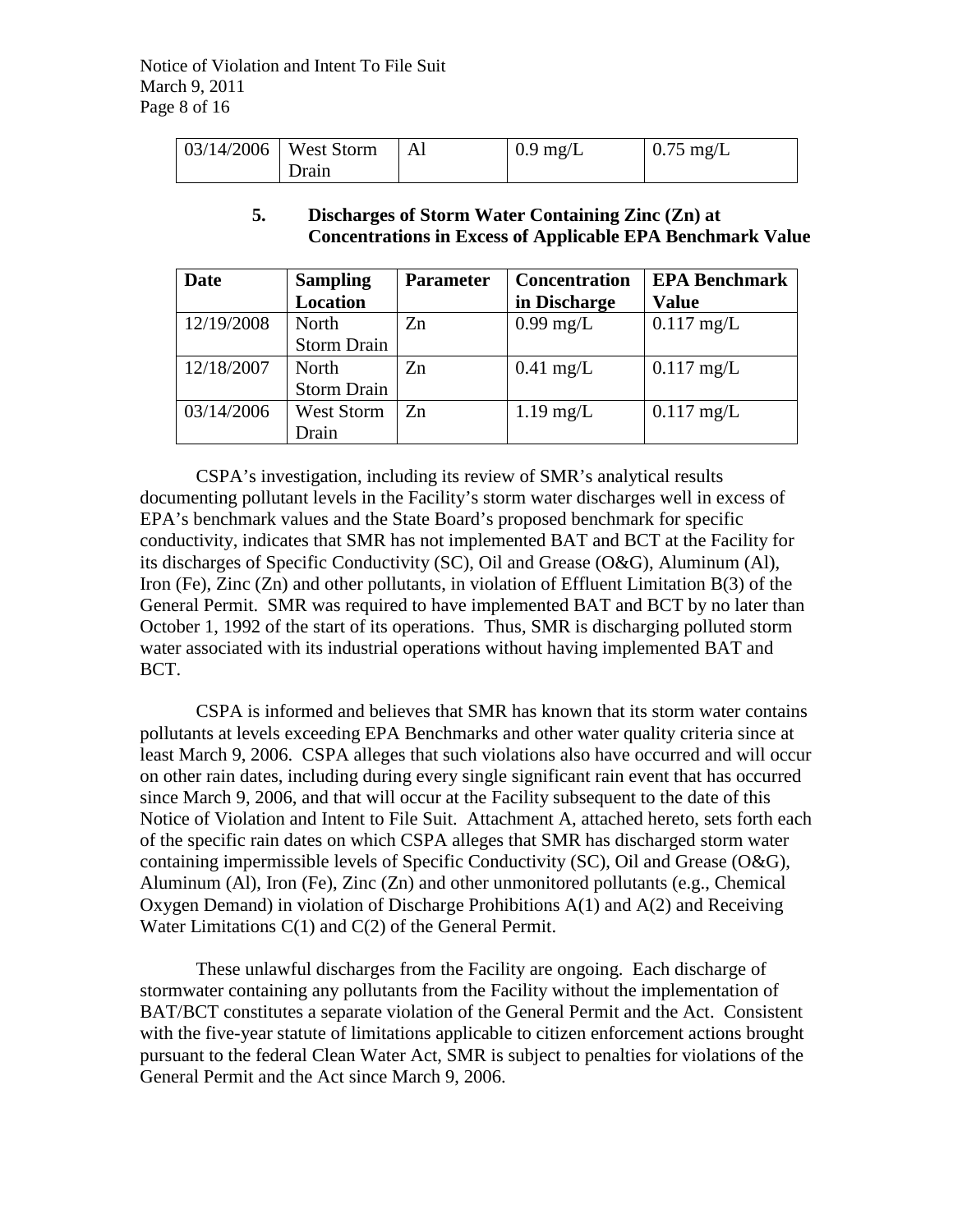| 03/14/2006 | West Storm Drain | Al | 0.9 mg/L | 0.75 mg/L |
|---|---|---|---|---|

### 5. Discharges of Storm Water Containing Zinc (Zn) at Concentrations in Excess of Applicable EPA Benchmark Value

| Date | Sampling Location | Parameter | Concentration in Discharge | EPA Benchmark Value |
|---|---|---|---|---|
| 12/19/2008 | North Storm Drain | Zn | 0.99 mg/L | 0.117 mg/L |
| 12/18/2007 | North Storm Drain | Zn | 0.41 mg/L | 0.117 mg/L |
| 03/14/2006 | West Storm Drain | Zn | 1.19 mg/L | 0.117 mg/L |

CSPA's investigation, including its review of SMR's analytical results documenting pollutant levels in the Facility's storm water discharges well in excess of EPA's benchmark values and the State Board's proposed benchmark for specific conductivity, indicates that SMR has not implemented BAT and BCT at the Facility for its discharges of Specific Conductivity (SC), Oil and Grease (O&G), Aluminum (Al), Iron (Fe), Zinc (Zn) and other pollutants, in violation of Effluent Limitation B(3) of the General Permit. SMR was required to have implemented BAT and BCT by no later than October 1, 1992 of the start of its operations. Thus, SMR is discharging polluted storm water associated with its industrial operations without having implemented BAT and BCT.

CSPA is informed and believes that SMR has known that its storm water contains pollutants at levels exceeding EPA Benchmarks and other water quality criteria since at least March 9, 2006. CSPA alleges that such violations also have occurred and will occur on other rain dates, including during every single significant rain event that has occurred since March 9, 2006, and that will occur at the Facility subsequent to the date of this Notice of Violation and Intent to File Suit. Attachment A, attached hereto, sets forth each of the specific rain dates on which CSPA alleges that SMR has discharged storm water containing impermissible levels of Specific Conductivity (SC), Oil and Grease (O&G), Aluminum (Al), Iron (Fe), Zinc (Zn) and other unmonitored pollutants (e.g., Chemical Oxygen Demand) in violation of Discharge Prohibitions A(1) and A(2) and Receiving Water Limitations C(1) and C(2) of the General Permit.

These unlawful discharges from the Facility are ongoing. Each discharge of stormwater containing any pollutants from the Facility without the implementation of BAT/BCT constitutes a separate violation of the General Permit and the Act. Consistent with the five-year statute of limitations applicable to citizen enforcement actions brought pursuant to the federal Clean Water Act, SMR is subject to penalties for violations of the General Permit and the Act since March 9, 2006.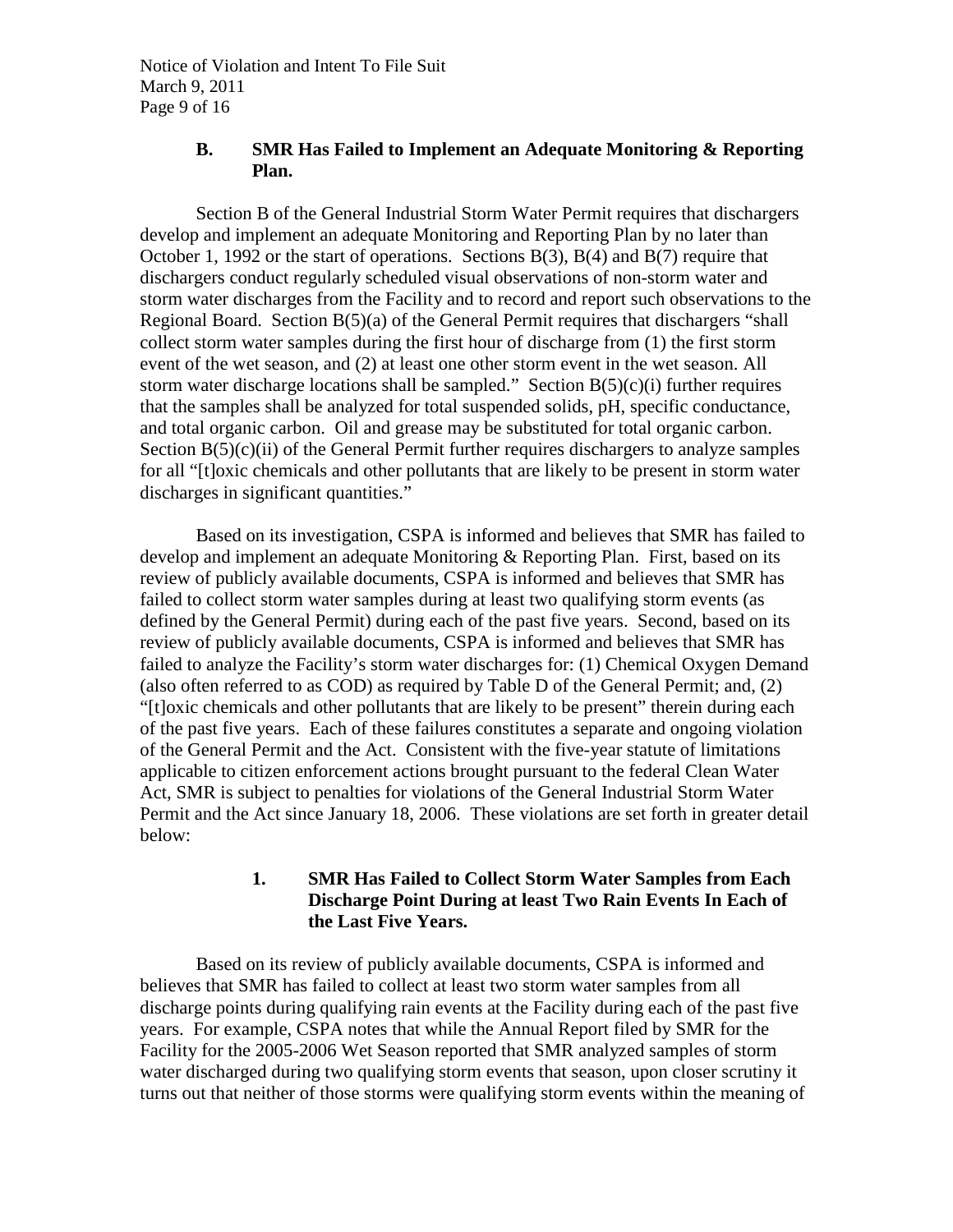### B. SMR Has Failed to Implement an Adequate Monitoring & Reporting Plan.

Section B of the General Industrial Storm Water Permit requires that dischargers develop and implement an adequate Monitoring and Reporting Plan by no later than October 1, 1992 or the start of operations. Sections B(3), B(4) and B(7) require that dischargers conduct regularly scheduled visual observations of non-storm water and storm water discharges from the Facility and to record and report such observations to the Regional Board. Section B(5)(a) of the General Permit requires that dischargers "shall collect storm water samples during the first hour of discharge from (1) the first storm event of the wet season, and (2) at least one other storm event in the wet season. All storm water discharge locations shall be sampled." Section B(5)(c)(i) further requires that the samples shall be analyzed for total suspended solids, pH, specific conductance, and total organic carbon. Oil and grease may be substituted for total organic carbon. Section B(5)(c)(ii) of the General Permit further requires dischargers to analyze samples for all "[t]oxic chemicals and other pollutants that are likely to be present in storm water discharges in significant quantities."

Based on its investigation, CSPA is informed and believes that SMR has failed to develop and implement an adequate Monitoring & Reporting Plan. First, based on its review of publicly available documents, CSPA is informed and believes that SMR has failed to collect storm water samples during at least two qualifying storm events (as defined by the General Permit) during each of the past five years. Second, based on its review of publicly available documents, CSPA is informed and believes that SMR has failed to analyze the Facility's storm water discharges for: (1) Chemical Oxygen Demand (also often referred to as COD) as required by Table D of the General Permit; and, (2) "[t]oxic chemicals and other pollutants that are likely to be present" therein during each of the past five years. Each of these failures constitutes a separate and ongoing violation of the General Permit and the Act. Consistent with the five-year statute of limitations applicable to citizen enforcement actions brought pursuant to the federal Clean Water Act, SMR is subject to penalties for violations of the General Industrial Storm Water Permit and the Act since January 18, 2006. These violations are set forth in greater detail below:

#### 1. SMR Has Failed to Collect Storm Water Samples from Each Discharge Point During at least Two Rain Events In Each of the Last Five Years.

Based on its review of publicly available documents, CSPA is informed and believes that SMR has failed to collect at least two storm water samples from all discharge points during qualifying rain events at the Facility during each of the past five years. For example, CSPA notes that while the Annual Report filed by SMR for the Facility for the 2005-2006 Wet Season reported that SMR analyzed samples of storm water discharged during two qualifying storm events that season, upon closer scrutiny it turns out that neither of those storms were qualifying storm events within the meaning of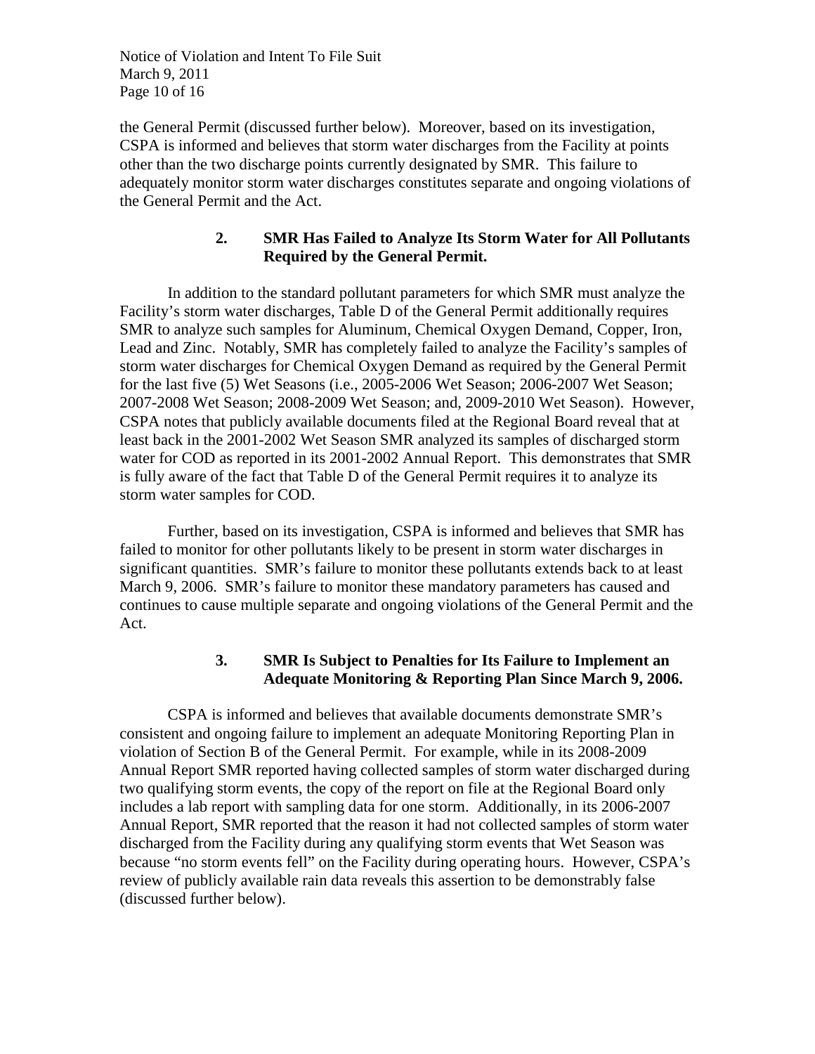the General Permit (discussed further below). Moreover, based on its investigation, CSPA is informed and believes that storm water discharges from the Facility at points other than the two discharge points currently designated by SMR. This failure to adequately monitor storm water discharges constitutes separate and ongoing violations of the General Permit and the Act.

### 2. SMR Has Failed to Analyze Its Storm Water for All Pollutants Required by the General Permit.

In addition to the standard pollutant parameters for which SMR must analyze the Facility's storm water discharges, Table D of the General Permit additionally requires SMR to analyze such samples for Aluminum, Chemical Oxygen Demand, Copper, Iron, Lead and Zinc. Notably, SMR has completely failed to analyze the Facility's samples of storm water discharges for Chemical Oxygen Demand as required by the General Permit for the last five (5) Wet Seasons (i.e., 2005-2006 Wet Season; 2006-2007 Wet Season; 2007-2008 Wet Season; 2008-2009 Wet Season; and, 2009-2010 Wet Season). However, CSPA notes that publicly available documents filed at the Regional Board reveal that at least back in the 2001-2002 Wet Season SMR analyzed its samples of discharged storm water for COD as reported in its 2001-2002 Annual Report. This demonstrates that SMR is fully aware of the fact that Table D of the General Permit requires it to analyze its storm water samples for COD.

Further, based on its investigation, CSPA is informed and believes that SMR has failed to monitor for other pollutants likely to be present in storm water discharges in significant quantities. SMR's failure to monitor these pollutants extends back to at least March 9, 2006. SMR's failure to monitor these mandatory parameters has caused and continues to cause multiple separate and ongoing violations of the General Permit and the Act.

### 3. SMR Is Subject to Penalties for Its Failure to Implement an Adequate Monitoring & Reporting Plan Since March 9, 2006.

CSPA is informed and believes that available documents demonstrate SMR's consistent and ongoing failure to implement an adequate Monitoring Reporting Plan in violation of Section B of the General Permit. For example, while in its 2008-2009 Annual Report SMR reported having collected samples of storm water discharged during two qualifying storm events, the copy of the report on file at the Regional Board only includes a lab report with sampling data for one storm. Additionally, in its 2006-2007 Annual Report, SMR reported that the reason it had not collected samples of storm water discharged from the Facility during any qualifying storm events that Wet Season was because "no storm events fell" on the Facility during operating hours. However, CSPA's review of publicly available rain data reveals this assertion to be demonstrably false (discussed further below).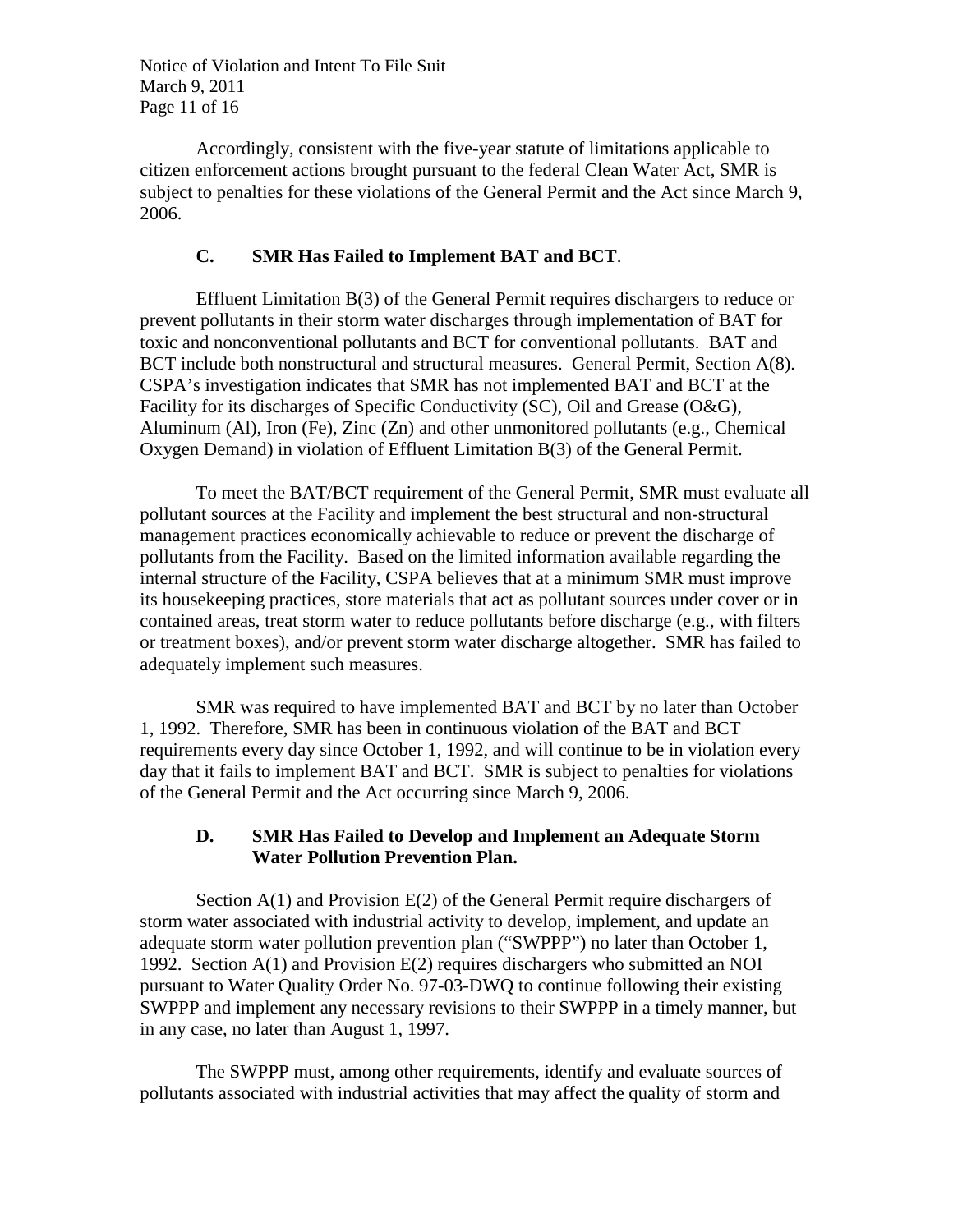Accordingly, consistent with the five-year statute of limitations applicable to citizen enforcement actions brought pursuant to the federal Clean Water Act, SMR is subject to penalties for these violations of the General Permit and the Act since March 9, 2006.

### C. SMR Has Failed to Implement BAT and BCT.

Effluent Limitation B(3) of the General Permit requires dischargers to reduce or prevent pollutants in their storm water discharges through implementation of BAT for toxic and nonconventional pollutants and BCT for conventional pollutants. BAT and BCT include both nonstructural and structural measures. General Permit, Section A(8). CSPA's investigation indicates that SMR has not implemented BAT and BCT at the Facility for its discharges of Specific Conductivity (SC), Oil and Grease (O&G), Aluminum (Al), Iron (Fe), Zinc (Zn) and other unmonitored pollutants (e.g., Chemical Oxygen Demand) in violation of Effluent Limitation B(3) of the General Permit.

To meet the BAT/BCT requirement of the General Permit, SMR must evaluate all pollutant sources at the Facility and implement the best structural and non-structural management practices economically achievable to reduce or prevent the discharge of pollutants from the Facility. Based on the limited information available regarding the internal structure of the Facility, CSPA believes that at a minimum SMR must improve its housekeeping practices, store materials that act as pollutant sources under cover or in contained areas, treat storm water to reduce pollutants before discharge (e.g., with filters or treatment boxes), and/or prevent storm water discharge altogether. SMR has failed to adequately implement such measures.

SMR was required to have implemented BAT and BCT by no later than October 1, 1992. Therefore, SMR has been in continuous violation of the BAT and BCT requirements every day since October 1, 1992, and will continue to be in violation every day that it fails to implement BAT and BCT. SMR is subject to penalties for violations of the General Permit and the Act occurring since March 9, 2006.

### D. SMR Has Failed to Develop and Implement an Adequate Storm Water Pollution Prevention Plan.

Section A(1) and Provision E(2) of the General Permit require dischargers of storm water associated with industrial activity to develop, implement, and update an adequate storm water pollution prevention plan ("SWPPP") no later than October 1, 1992. Section A(1) and Provision E(2) requires dischargers who submitted an NOI pursuant to Water Quality Order No. 97-03-DWQ to continue following their existing SWPPP and implement any necessary revisions to their SWPPP in a timely manner, but in any case, no later than August 1, 1997.

The SWPPP must, among other requirements, identify and evaluate sources of pollutants associated with industrial activities that may affect the quality of storm and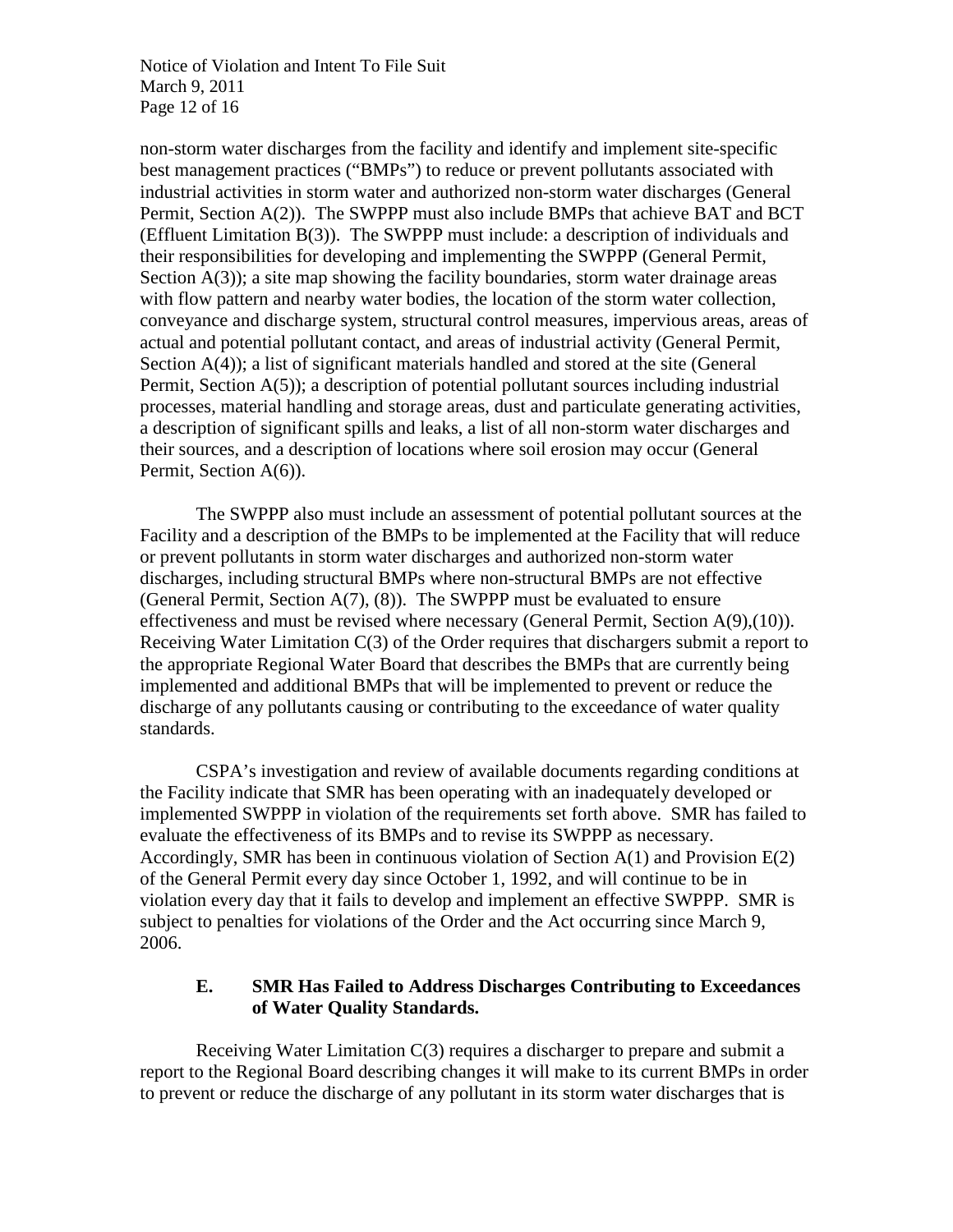non-storm water discharges from the facility and identify and implement site-specific best management practices ("BMPs") to reduce or prevent pollutants associated with industrial activities in storm water and authorized non-storm water discharges (General Permit, Section A(2)). The SWPPP must also include BMPs that achieve BAT and BCT (Effluent Limitation B(3)). The SWPPP must include: a description of individuals and their responsibilities for developing and implementing the SWPPP (General Permit, Section A(3)); a site map showing the facility boundaries, storm water drainage areas with flow pattern and nearby water bodies, the location of the storm water collection, conveyance and discharge system, structural control measures, impervious areas, areas of actual and potential pollutant contact, and areas of industrial activity (General Permit, Section A(4)); a list of significant materials handled and stored at the site (General Permit, Section A(5)); a description of potential pollutant sources including industrial processes, material handling and storage areas, dust and particulate generating activities, a description of significant spills and leaks, a list of all non-storm water discharges and their sources, and a description of locations where soil erosion may occur (General Permit, Section A(6)).

The SWPPP also must include an assessment of potential pollutant sources at the Facility and a description of the BMPs to be implemented at the Facility that will reduce or prevent pollutants in storm water discharges and authorized non-storm water discharges, including structural BMPs where non-structural BMPs are not effective (General Permit, Section A(7), (8)). The SWPPP must be evaluated to ensure effectiveness and must be revised where necessary (General Permit, Section A(9),(10)). Receiving Water Limitation C(3) of the Order requires that dischargers submit a report to the appropriate Regional Water Board that describes the BMPs that are currently being implemented and additional BMPs that will be implemented to prevent or reduce the discharge of any pollutants causing or contributing to the exceedance of water quality standards.

CSPA's investigation and review of available documents regarding conditions at the Facility indicate that SMR has been operating with an inadequately developed or implemented SWPPP in violation of the requirements set forth above. SMR has failed to evaluate the effectiveness of its BMPs and to revise its SWPPP as necessary. Accordingly, SMR has been in continuous violation of Section A(1) and Provision E(2) of the General Permit every day since October 1, 1992, and will continue to be in violation every day that it fails to develop and implement an effective SWPPP. SMR is subject to penalties for violations of the Order and the Act occurring since March 9, 2006.

### E. SMR Has Failed to Address Discharges Contributing to Exceedances of Water Quality Standards.

Receiving Water Limitation C(3) requires a discharger to prepare and submit a report to the Regional Board describing changes it will make to its current BMPs in order to prevent or reduce the discharge of any pollutant in its storm water discharges that is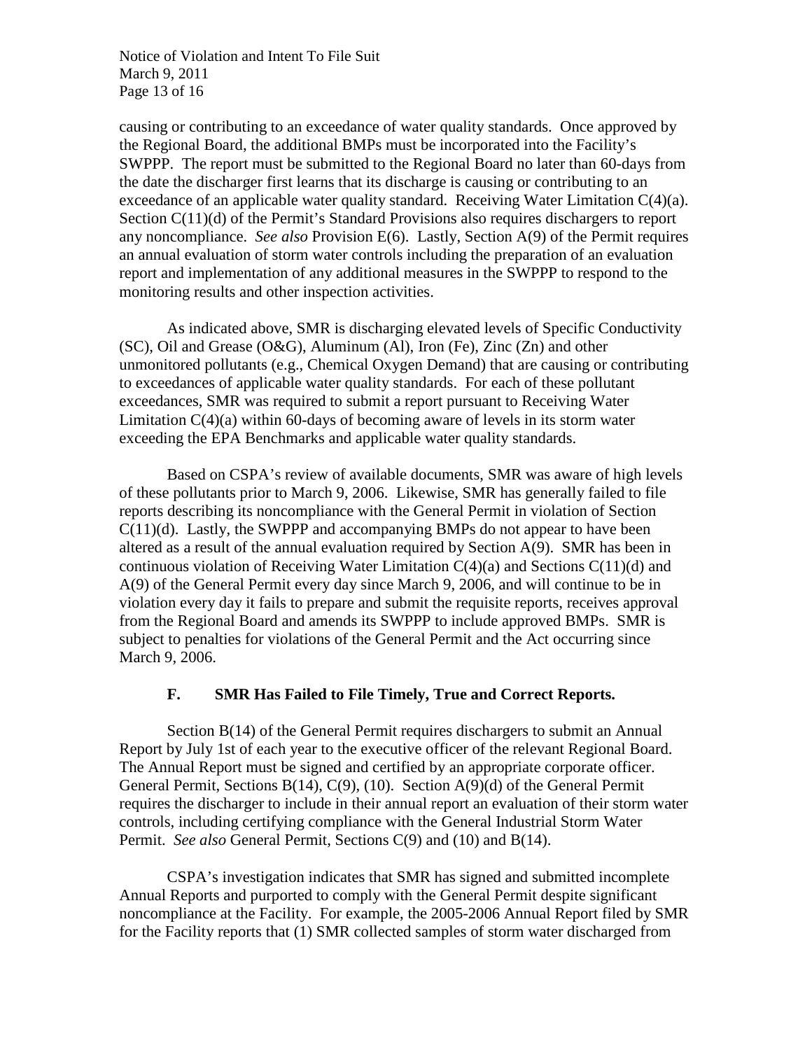causing or contributing to an exceedance of water quality standards. Once approved by the Regional Board, the additional BMPs must be incorporated into the Facility's SWPPP. The report must be submitted to the Regional Board no later than 60-days from the date the discharger first learns that its discharge is causing or contributing to an exceedance of an applicable water quality standard. Receiving Water Limitation C(4)(a). Section C(11)(d) of the Permit's Standard Provisions also requires dischargers to report any noncompliance. *See also* Provision E(6). Lastly, Section A(9) of the Permit requires an annual evaluation of storm water controls including the preparation of an evaluation report and implementation of any additional measures in the SWPPP to respond to the monitoring results and other inspection activities.

As indicated above, SMR is discharging elevated levels of Specific Conductivity (SC), Oil and Grease (O&G), Aluminum (Al), Iron (Fe), Zinc (Zn) and other unmonitored pollutants (e.g., Chemical Oxygen Demand) that are causing or contributing to exceedances of applicable water quality standards. For each of these pollutant exceedances, SMR was required to submit a report pursuant to Receiving Water Limitation C(4)(a) within 60-days of becoming aware of levels in its storm water exceeding the EPA Benchmarks and applicable water quality standards.

Based on CSPA's review of available documents, SMR was aware of high levels of these pollutants prior to March 9, 2006. Likewise, SMR has generally failed to file reports describing its noncompliance with the General Permit in violation of Section C(11)(d). Lastly, the SWPPP and accompanying BMPs do not appear to have been altered as a result of the annual evaluation required by Section A(9). SMR has been in continuous violation of Receiving Water Limitation C(4)(a) and Sections C(11)(d) and A(9) of the General Permit every day since March 9, 2006, and will continue to be in violation every day it fails to prepare and submit the requisite reports, receives approval from the Regional Board and amends its SWPPP to include approved BMPs. SMR is subject to penalties for violations of the General Permit and the Act occurring since March 9, 2006.

### F. SMR Has Failed to File Timely, True and Correct Reports.

Section B(14) of the General Permit requires dischargers to submit an Annual Report by July 1st of each year to the executive officer of the relevant Regional Board. The Annual Report must be signed and certified by an appropriate corporate officer. General Permit, Sections B(14), C(9), (10). Section A(9)(d) of the General Permit requires the discharger to include in their annual report an evaluation of their storm water controls, including certifying compliance with the General Industrial Storm Water Permit. *See also* General Permit, Sections C(9) and (10) and B(14).

CSPA's investigation indicates that SMR has signed and submitted incomplete Annual Reports and purported to comply with the General Permit despite significant noncompliance at the Facility. For example, the 2005-2006 Annual Report filed by SMR for the Facility reports that (1) SMR collected samples of storm water discharged from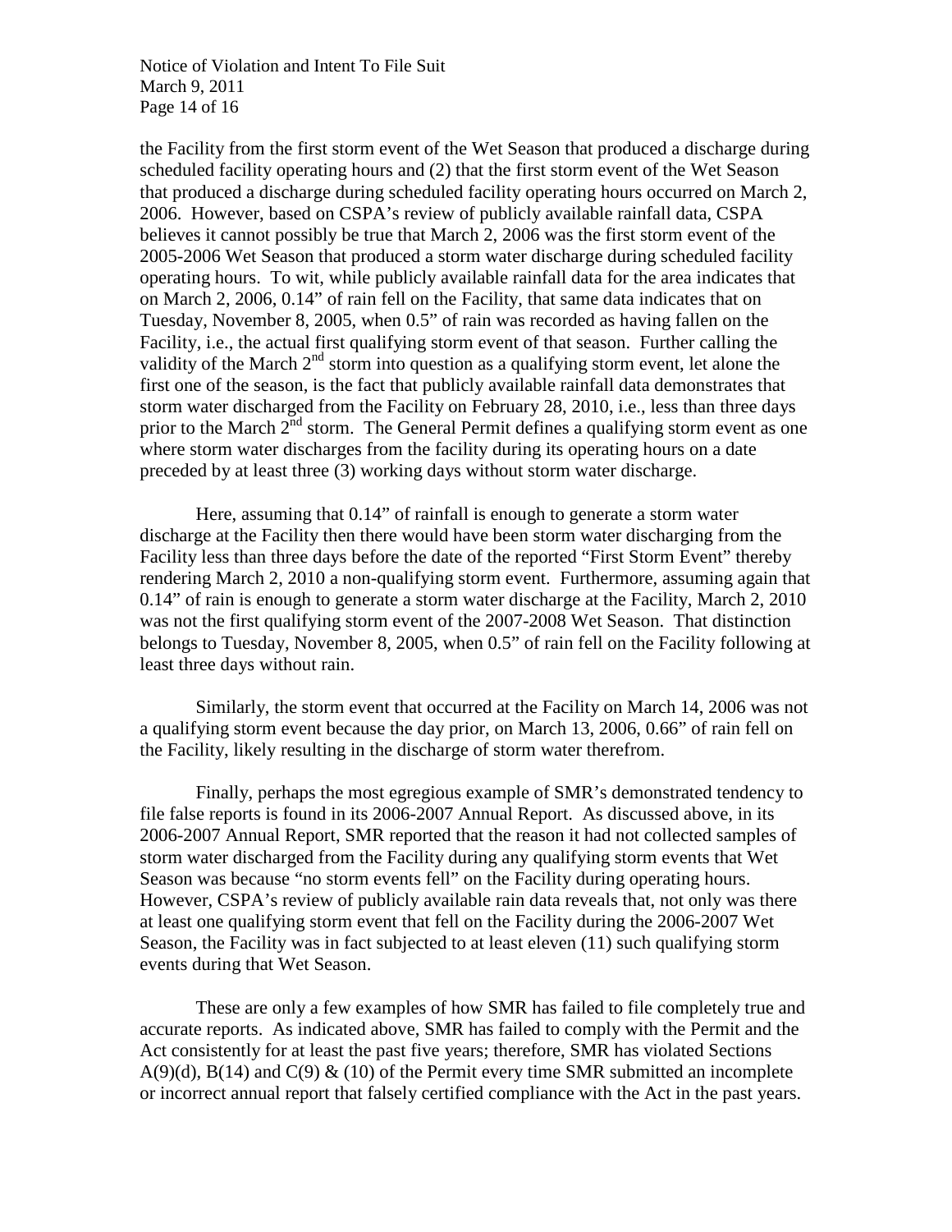the Facility from the first storm event of the Wet Season that produced a discharge during scheduled facility operating hours and (2) that the first storm event of the Wet Season that produced a discharge during scheduled facility operating hours occurred on March 2, 2006. However, based on CSPA's review of publicly available rainfall data, CSPA believes it cannot possibly be true that March 2, 2006 was the first storm event of the 2005-2006 Wet Season that produced a storm water discharge during scheduled facility operating hours. To wit, while publicly available rainfall data for the area indicates that on March 2, 2006, 0.14" of rain fell on the Facility, that same data indicates that on Tuesday, November 8, 2005, when 0.5" of rain was recorded as having fallen on the Facility, i.e., the actual first qualifying storm event of that season. Further calling the validity of the March 2nd storm into question as a qualifying storm event, let alone the first one of the season, is the fact that publicly available rainfall data demonstrates that storm water discharged from the Facility on February 28, 2010, i.e., less than three days prior to the March 2nd storm. The General Permit defines a qualifying storm event as one where storm water discharges from the facility during its operating hours on a date preceded by at least three (3) working days without storm water discharge.

Here, assuming that 0.14" of rainfall is enough to generate a storm water discharge at the Facility then there would have been storm water discharging from the Facility less than three days before the date of the reported "First Storm Event" thereby rendering March 2, 2010 a non-qualifying storm event. Furthermore, assuming again that 0.14" of rain is enough to generate a storm water discharge at the Facility, March 2, 2010 was not the first qualifying storm event of the 2007-2008 Wet Season. That distinction belongs to Tuesday, November 8, 2005, when 0.5" of rain fell on the Facility following at least three days without rain.

Similarly, the storm event that occurred at the Facility on March 14, 2006 was not a qualifying storm event because the day prior, on March 13, 2006, 0.66" of rain fell on the Facility, likely resulting in the discharge of storm water therefrom.

Finally, perhaps the most egregious example of SMR's demonstrated tendency to file false reports is found in its 2006-2007 Annual Report. As discussed above, in its 2006-2007 Annual Report, SMR reported that the reason it had not collected samples of storm water discharged from the Facility during any qualifying storm events that Wet Season was because "no storm events fell" on the Facility during operating hours. However, CSPA's review of publicly available rain data reveals that, not only was there at least one qualifying storm event that fell on the Facility during the 2006-2007 Wet Season, the Facility was in fact subjected to at least eleven (11) such qualifying storm events during that Wet Season.

These are only a few examples of how SMR has failed to file completely true and accurate reports. As indicated above, SMR has failed to comply with the Permit and the Act consistently for at least the past five years; therefore, SMR has violated Sections A(9)(d), B(14) and C(9) & (10) of the Permit every time SMR submitted an incomplete or incorrect annual report that falsely certified compliance with the Act in the past years.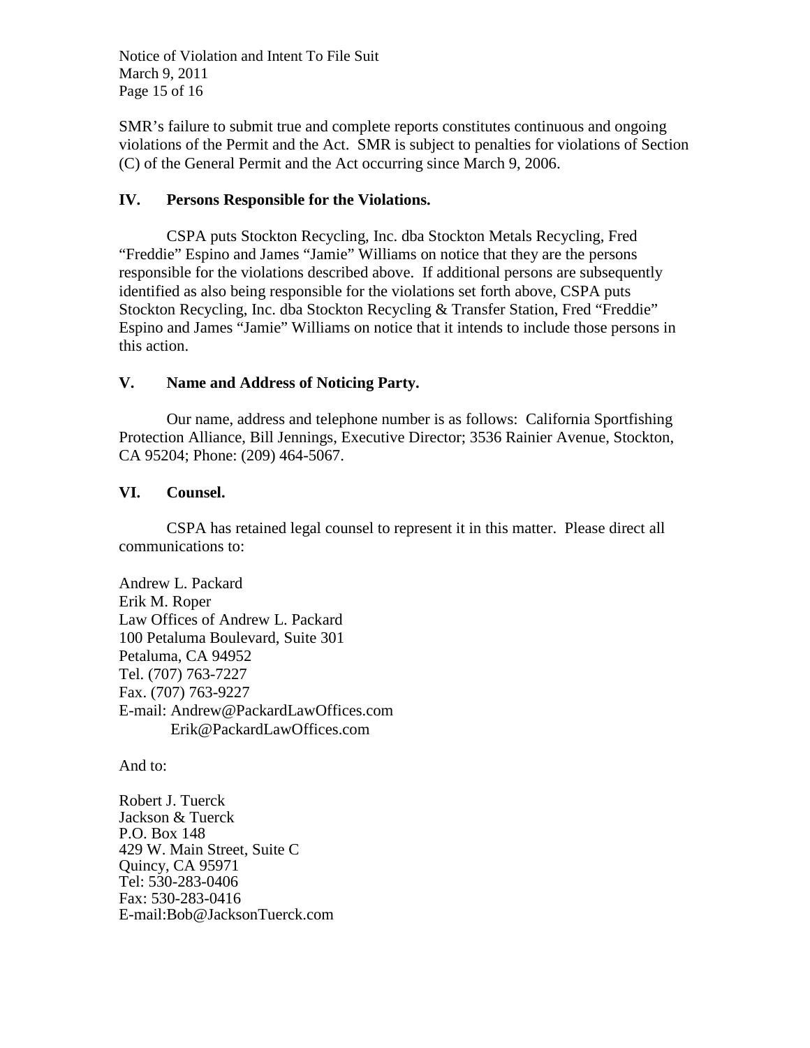SMR's failure to submit true and complete reports constitutes continuous and ongoing violations of the Permit and the Act. SMR is subject to penalties for violations of Section (C) of the General Permit and the Act occurring since March 9, 2006.

## IV. Persons Responsible for the Violations.

CSPA puts Stockton Recycling, Inc. dba Stockton Metals Recycling, Fred "Freddie" Espino and James "Jamie" Williams on notice that they are the persons responsible for the violations described above. If additional persons are subsequently identified as also being responsible for the violations set forth above, CSPA puts Stockton Recycling, Inc. dba Stockton Recycling & Transfer Station, Fred "Freddie" Espino and James "Jamie" Williams on notice that it intends to include those persons in this action.

## V. Name and Address of Noticing Party.

Our name, address and telephone number is as follows: California Sportfishing Protection Alliance, Bill Jennings, Executive Director; 3536 Rainier Avenue, Stockton, CA 95204; Phone: (209) 464-5067.

## VI. Counsel.

CSPA has retained legal counsel to represent it in this matter. Please direct all communications to:

Andrew L. Packard
Erik M. Roper
Law Offices of Andrew L. Packard
100 Petaluma Boulevard, Suite 301
Petaluma, CA 94952
Tel. (707) 763-7227
Fax. (707) 763-9227
E-mail: Andrew@PackardLawOffices.com
Erik@PackardLawOffices.com

And to:

Robert J. Tuerck
Jackson & Tuerck
P.O. Box 148
429 W. Main Street, Suite C
Quincy, CA 95971
Tel: 530-283-0406
Fax: 530-283-0416
E-mail:Bob@JacksonTuerck.com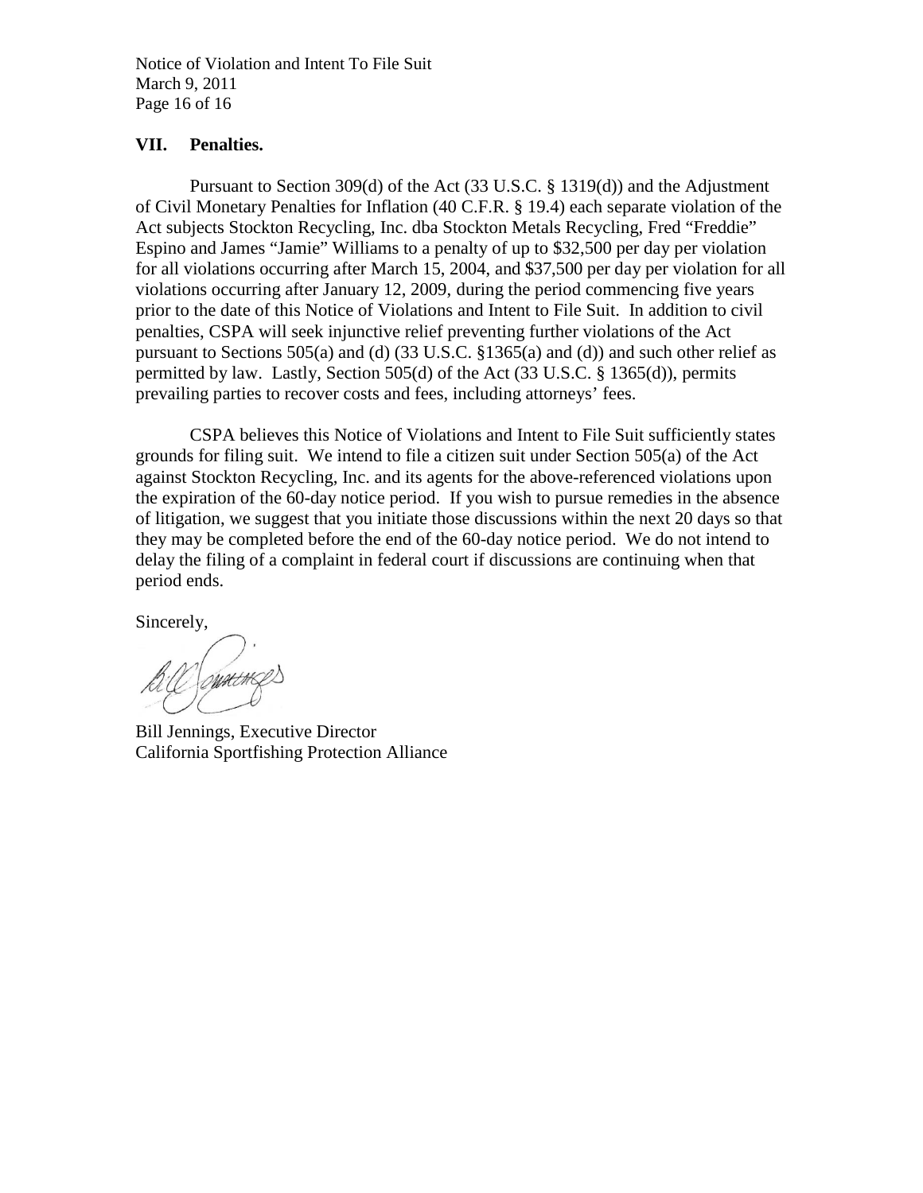## VII. Penalties.

Pursuant to Section 309(d) of the Act (33 U.S.C. § 1319(d)) and the Adjustment of Civil Monetary Penalties for Inflation (40 C.F.R. § 19.4) each separate violation of the Act subjects Stockton Recycling, Inc. dba Stockton Metals Recycling, Fred "Freddie" Espino and James "Jamie" Williams to a penalty of up to $32,500 per day per violation for all violations occurring after March 15, 2004, and $37,500 per day per violation for all violations occurring after January 12, 2009, during the period commencing five years prior to the date of this Notice of Violations and Intent to File Suit. In addition to civil penalties, CSPA will seek injunctive relief preventing further violations of the Act pursuant to Sections 505(a) and (d) (33 U.S.C. §1365(a) and (d)) and such other relief as permitted by law. Lastly, Section 505(d) of the Act (33 U.S.C. § 1365(d)), permits prevailing parties to recover costs and fees, including attorneys' fees.

CSPA believes this Notice of Violations and Intent to File Suit sufficiently states grounds for filing suit. We intend to file a citizen suit under Section 505(a) of the Act against Stockton Recycling, Inc. and its agents for the above-referenced violations upon the expiration of the 60-day notice period. If you wish to pursue remedies in the absence of litigation, we suggest that you initiate those discussions within the next 20 days so that they may be completed before the end of the 60-day notice period. We do not intend to delay the filing of a complaint in federal court if discussions are continuing when that period ends.

Sincerely,

Bill Jennings, Executive Director
California Sportfishing Protection Alliance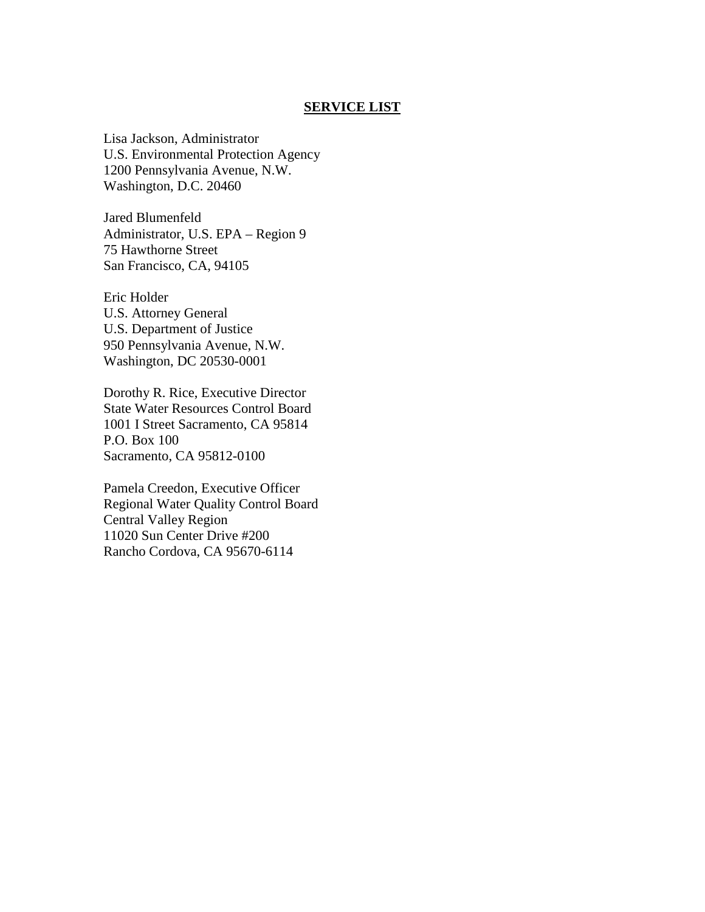## SERVICE LIST

Lisa Jackson, Administrator
U.S. Environmental Protection Agency
1200 Pennsylvania Avenue, N.W.
Washington, D.C. 20460

Jared Blumenfeld
Administrator, U.S. EPA – Region 9
75 Hawthorne Street
San Francisco, CA, 94105

Eric Holder
U.S. Attorney General
U.S. Department of Justice
950 Pennsylvania Avenue, N.W.
Washington, DC 20530-0001

Dorothy R. Rice, Executive Director
State Water Resources Control Board
1001 I Street Sacramento, CA 95814
P.O. Box 100
Sacramento, CA 95812-0100

Pamela Creedon, Executive Officer
Regional Water Quality Control Board
Central Valley Region
11020 Sun Center Drive #200
Rancho Cordova, CA 95670-6114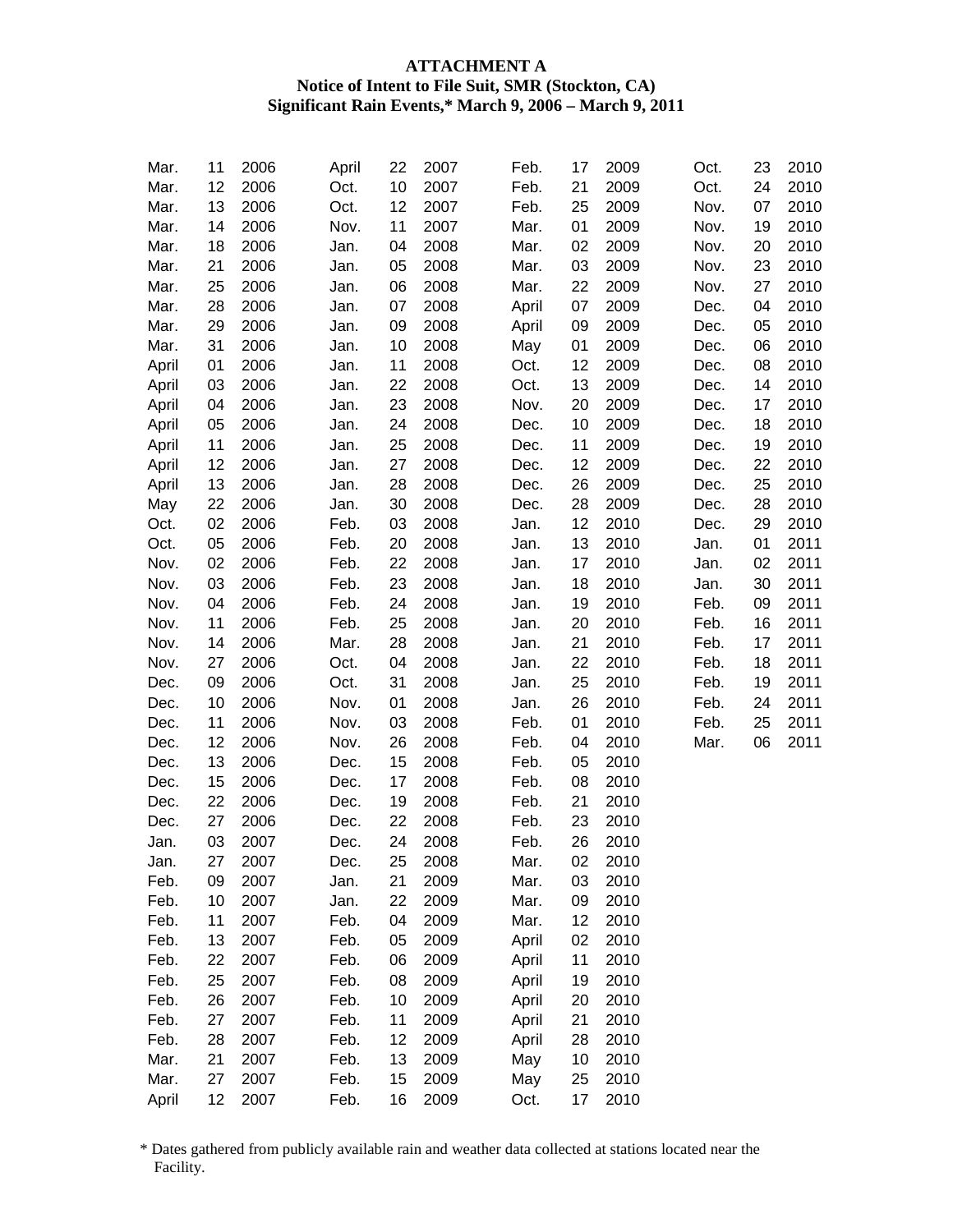**ATTACHMENT A**
**Notice of Intent to File Suit, SMR (Stockton, CA)**
**Significant Rain Events,* March 9, 2006 – March 9, 2011**

| | | | | | | | | | | | |
|---|---|---|---|---|---|---|---|---|---|---|---|
| Mar. | 11 | 2006 | April | 22 | 2007 | Feb. | 17 | 2009 | Oct. | 23 | 2010 |
| Mar. | 12 | 2006 | Oct. | 10 | 2007 | Feb. | 21 | 2009 | Oct. | 24 | 2010 |
| Mar. | 13 | 2006 | Oct. | 12 | 2007 | Feb. | 25 | 2009 | Nov. | 07 | 2010 |
| Mar. | 14 | 2006 | Nov. | 11 | 2007 | Mar. | 01 | 2009 | Nov. | 19 | 2010 |
| Mar. | 18 | 2006 | Jan. | 04 | 2008 | Mar. | 02 | 2009 | Nov. | 20 | 2010 |
| Mar. | 21 | 2006 | Jan. | 05 | 2008 | Mar. | 03 | 2009 | Nov. | 23 | 2010 |
| Mar. | 25 | 2006 | Jan. | 06 | 2008 | Mar. | 22 | 2009 | Nov. | 27 | 2010 |
| Mar. | 28 | 2006 | Jan. | 07 | 2008 | April | 07 | 2009 | Dec. | 04 | 2010 |
| Mar. | 29 | 2006 | Jan. | 09 | 2008 | April | 09 | 2009 | Dec. | 05 | 2010 |
| Mar. | 31 | 2006 | Jan. | 10 | 2008 | May | 01 | 2009 | Dec. | 06 | 2010 |
| April | 01 | 2006 | Jan. | 11 | 2008 | Oct. | 12 | 2009 | Dec. | 08 | 2010 |
| April | 03 | 2006 | Jan. | 22 | 2008 | Oct. | 13 | 2009 | Dec. | 14 | 2010 |
| April | 04 | 2006 | Jan. | 23 | 2008 | Nov. | 20 | 2009 | Dec. | 17 | 2010 |
| April | 05 | 2006 | Jan. | 24 | 2008 | Dec. | 10 | 2009 | Dec. | 18 | 2010 |
| April | 11 | 2006 | Jan. | 25 | 2008 | Dec. | 11 | 2009 | Dec. | 19 | 2010 |
| April | 12 | 2006 | Jan. | 27 | 2008 | Dec. | 12 | 2009 | Dec. | 22 | 2010 |
| April | 13 | 2006 | Jan. | 28 | 2008 | Dec. | 26 | 2009 | Dec. | 25 | 2010 |
| May | 22 | 2006 | Jan. | 30 | 2008 | Dec. | 28 | 2009 | Dec. | 28 | 2010 |
| Oct. | 02 | 2006 | Feb. | 03 | 2008 | Jan. | 12 | 2010 | Dec. | 29 | 2010 |
| Oct. | 05 | 2006 | Feb. | 20 | 2008 | Jan. | 13 | 2010 | Jan. | 01 | 2011 |
| Nov. | 02 | 2006 | Feb. | 22 | 2008 | Jan. | 17 | 2010 | Jan. | 02 | 2011 |
| Nov. | 03 | 2006 | Feb. | 23 | 2008 | Jan. | 18 | 2010 | Jan. | 30 | 2011 |
| Nov. | 04 | 2006 | Feb. | 24 | 2008 | Jan. | 19 | 2010 | Feb. | 09 | 2011 |
| Nov. | 11 | 2006 | Feb. | 25 | 2008 | Jan. | 20 | 2010 | Feb. | 16 | 2011 |
| Nov. | 14 | 2006 | Mar. | 28 | 2008 | Jan. | 21 | 2010 | Feb. | 17 | 2011 |
| Nov. | 27 | 2006 | Oct. | 04 | 2008 | Jan. | 22 | 2010 | Feb. | 18 | 2011 |
| Dec. | 09 | 2006 | Oct. | 31 | 2008 | Jan. | 25 | 2010 | Feb. | 19 | 2011 |
| Dec. | 10 | 2006 | Nov. | 01 | 2008 | Jan. | 26 | 2010 | Feb. | 24 | 2011 |
| Dec. | 11 | 2006 | Nov. | 03 | 2008 | Feb. | 01 | 2010 | Feb. | 25 | 2011 |
| Dec. | 12 | 2006 | Nov. | 26 | 2008 | Feb. | 04 | 2010 | Mar. | 06 | 2011 |
| Dec. | 13 | 2006 | Dec. | 15 | 2008 | Feb. | 05 | 2010 | | | |
| Dec. | 15 | 2006 | Dec. | 17 | 2008 | Feb. | 08 | 2010 | | | |
| Dec. | 22 | 2006 | Dec. | 19 | 2008 | Feb. | 21 | 2010 | | | |
| Dec. | 27 | 2006 | Dec. | 22 | 2008 | Feb. | 23 | 2010 | | | |
| Jan. | 03 | 2007 | Dec. | 24 | 2008 | Feb. | 26 | 2010 | | | |
| Jan. | 27 | 2007 | Dec. | 25 | 2008 | Mar. | 02 | 2010 | | | |
| Feb. | 09 | 2007 | Jan. | 21 | 2009 | Mar. | 03 | 2010 | | | |
| Feb. | 10 | 2007 | Jan. | 22 | 2009 | Mar. | 09 | 2010 | | | |
| Feb. | 11 | 2007 | Feb. | 04 | 2009 | Mar. | 12 | 2010 | | | |
| Feb. | 13 | 2007 | Feb. | 05 | 2009 | April | 02 | 2010 | | | |
| Feb. | 22 | 2007 | Feb. | 06 | 2009 | April | 11 | 2010 | | | |
| Feb. | 25 | 2007 | Feb. | 08 | 2009 | April | 19 | 2010 | | | |
| Feb. | 26 | 2007 | Feb. | 10 | 2009 | April | 20 | 2010 | | | |
| Feb. | 27 | 2007 | Feb. | 11 | 2009 | April | 21 | 2010 | | | |
| Feb. | 28 | 2007 | Feb. | 12 | 2009 | April | 28 | 2010 | | | |
| Mar. | 21 | 2007 | Feb. | 13 | 2009 | May | 10 | 2010 | | | |
| Mar. | 27 | 2007 | Feb. | 15 | 2009 | May | 25 | 2010 | | | |
| April | 12 | 2007 | Feb. | 16 | 2009 | Oct. | 17 | 2010 | | | |

* Dates gathered from publicly available rain and weather data collected at stations located near the Facility.